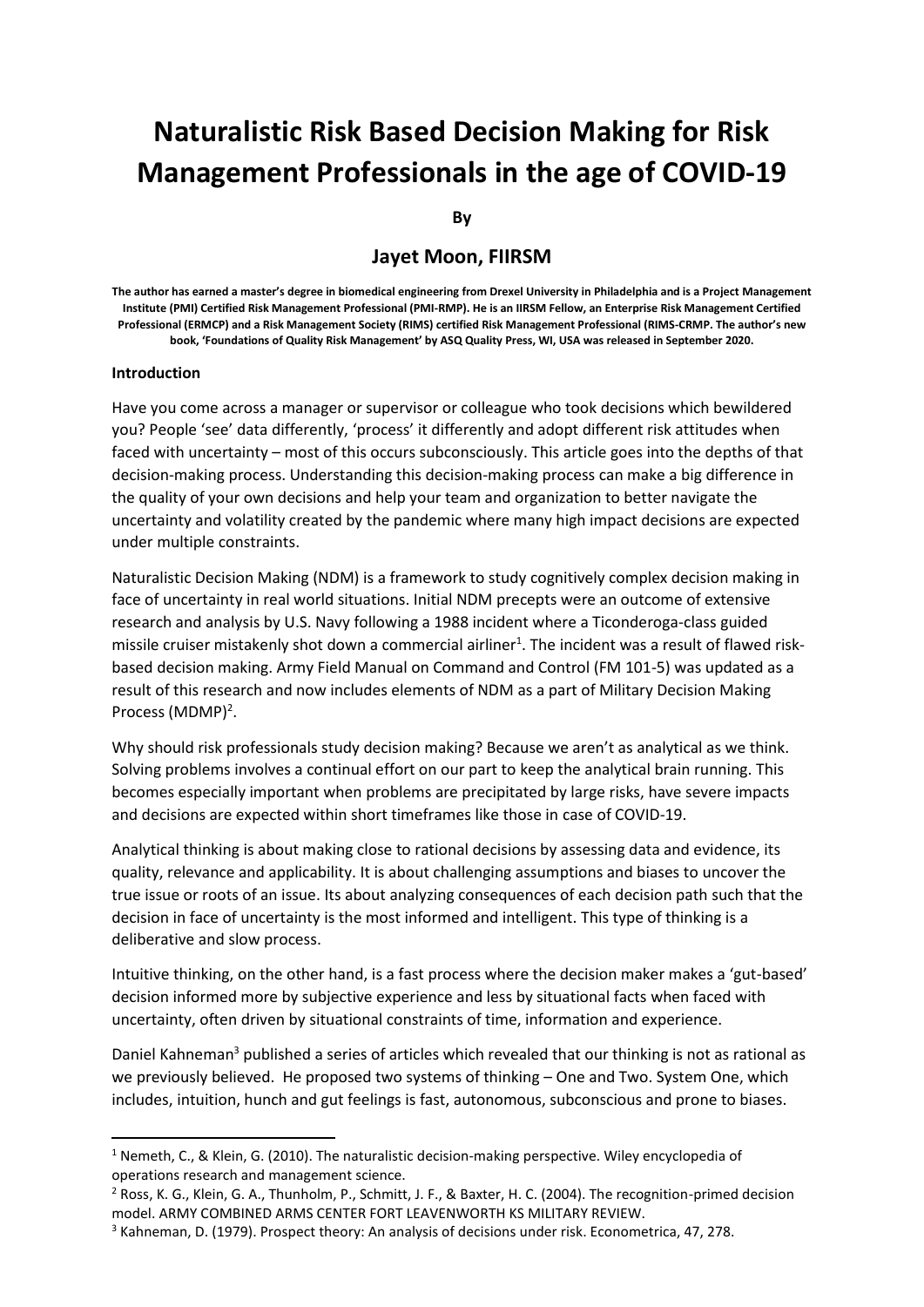# Naturalistic Risk Based Decision Making for Risk Management Professionals in the age of COVID-19

**By**

## Jayet Moon, FIIRSM

**The author has earned a master's degree in biomedical engineering from Drexel University in Philadelphia and is a Project Management Institute (PMI) Certified Risk Management Professional (PMI-RMP). He is an IIRSM Fellow, an Enterprise Risk Management Certified Professional (ERMCP) and a Risk Management Society (RIMS) certified Risk Management Professional (RIMS-CRMP). The author's new book, 'Foundations of Quality Risk Management' by ASQ Quality Press, WI, USA was released in September 2020.**

**Introduction**

Have you come across a manager or supervisor or colleague who took decisions which bewildered you? People 'see' data differently, 'process' it differently and adopt different risk attitudes when faced with uncertainty – most of this occurs subconsciously. This article goes into the depths of that decision-making process. Understanding this decision-making process can make a big difference in the quality of your own decisions and help your team and organization to better navigate the uncertainty and volatility created by the pandemic where many high impact decisions are expected under multiple constraints.

Naturalistic Decision Making (NDM) is a framework to study cognitively complex decision making in face of uncertainty in real world situations. Initial NDM precepts were an outcome of extensive research and analysis by U.S. Navy following a 1988 incident where a Ticonderoga-class guided missile cruiser mistakenly shot down a commercial airliner[1]. The incident was a result of flawed risk-based decision making. Army Field Manual on Command and Control (FM 101-5) was updated as a result of this research and now includes elements of NDM as a part of Military Decision Making Process (MDMP)[2].

Why should risk professionals study decision making? Because we aren't as analytical as we think. Solving problems involves a continual effort on our part to keep the analytical brain running. This becomes especially important when problems are precipitated by large risks, have severe impacts and decisions are expected within short timeframes like those in case of COVID-19.

Analytical thinking is about making close to rational decisions by assessing data and evidence, its quality, relevance and applicability. It is about challenging assumptions and biases to uncover the true issue or roots of an issue. Its about analyzing consequences of each decision path such that the decision in face of uncertainty is the most informed and intelligent. This type of thinking is a deliberative and slow process.

Intuitive thinking, on the other hand, is a fast process where the decision maker makes a 'gut-based' decision informed more by subjective experience and less by situational facts when faced with uncertainty, often driven by situational constraints of time, information and experience.

Daniel Kahneman[3] published a series of articles which revealed that our thinking is not as rational as we previously believed. He proposed two systems of thinking – One and Two. System One, which includes, intuition, hunch and gut feelings is fast, autonomous, subconscious and prone to biases.

---

[1] Nemeth, C., & Klein, G. (2010). The naturalistic decision-making perspective. Wiley encyclopedia of operations research and management science.

[2] Ross, K. G., Klein, G. A., Thunholm, P., Schmitt, J. F., & Baxter, H. C. (2004). The recognition-primed decision model. ARMY COMBINED ARMS CENTER FORT LEAVENWORTH KS MILITARY REVIEW.

[3] Kahneman, D. (1979). Prospect theory: An analysis of decisions under risk. Econometrica, 47, 278.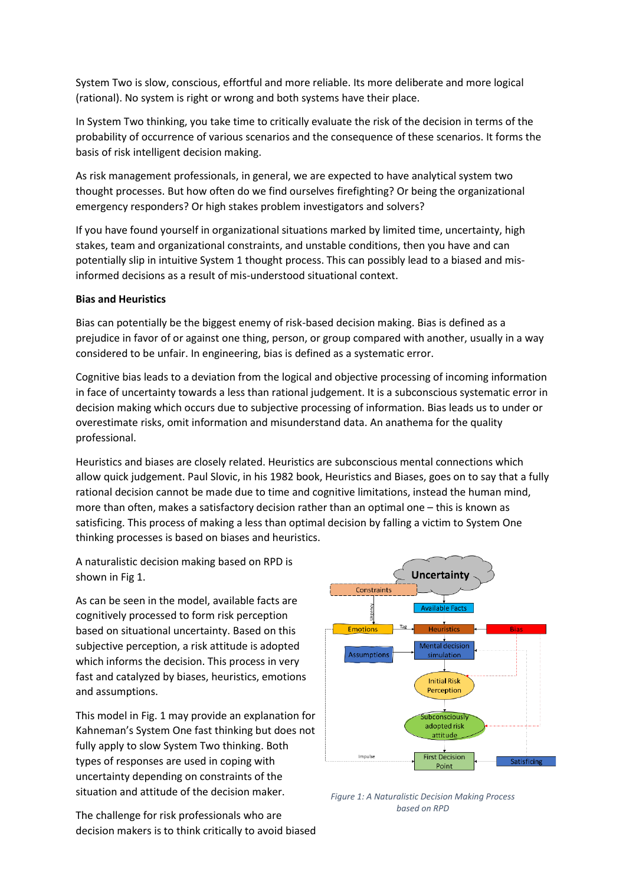System Two is slow, conscious, effortful and more reliable. Its more deliberate and more logical (rational). No system is right or wrong and both systems have their place.

In System Two thinking, you take time to critically evaluate the risk of the decision in terms of the probability of occurrence of various scenarios and the consequence of these scenarios. It forms the basis of risk intelligent decision making.

As risk management professionals, in general, we are expected to have analytical system two thought processes. But how often do we find ourselves firefighting? Or being the organizational emergency responders? Or high stakes problem investigators and solvers?

If you have found yourself in organizational situations marked by limited time, uncertainty, high stakes, team and organizational constraints, and unstable conditions, then you have and can potentially slip in intuitive System 1 thought process. This can possibly lead to a biased and mis-informed decisions as a result of mis-understood situational context.

**Bias and Heuristics**

Bias can potentially be the biggest enemy of risk-based decision making. Bias is defined as a prejudice in favor of or against one thing, person, or group compared with another, usually in a way considered to be unfair. In engineering, bias is defined as a systematic error.

Cognitive bias leads to a deviation from the logical and objective processing of incoming information in face of uncertainty towards a less than rational judgement. It is a subconscious systematic error in decision making which occurs due to subjective processing of information. Bias leads us to under or overestimate risks, omit information and misunderstand data. An anathema for the quality professional.

Heuristics and biases are closely related. Heuristics are subconscious mental connections which allow quick judgement. Paul Slovic, in his 1982 book, Heuristics and Biases, goes on to say that a fully rational decision cannot be made due to time and cognitive limitations, instead the human mind, more than often, makes a satisfactory decision rather than an optimal one – this is known as satisficing. This process of making a less than optimal decision by falling a victim to System One thinking processes is based on biases and heuristics.

A naturalistic decision making based on RPD is shown in Fig 1.

As can be seen in the model, available facts are cognitively processed to form risk perception based on situational uncertainty. Based on this subjective perception, a risk attitude is adopted which informs the decision. This process in very fast and catalyzed by biases, heuristics, emotions and assumptions.

Uncertainty
Constraints
Available Facts
Urgency
Emotions
Tag
Heuristics
Bias
Assumptions
Mental decision simulation
Initial Risk Perception
Subconsciously adopted risk attitude
Impulse
First Decision Point
Satisficing

*Figure 1: A Naturalistic Decision Making Process based on RPD*

This model in Fig. 1 may provide an explanation for Kahneman's System One fast thinking but does not fully apply to slow System Two thinking. Both types of responses are used in coping with uncertainty depending on constraints of the situation and attitude of the decision maker.

The challenge for risk professionals who are decision makers is to think critically to avoid biased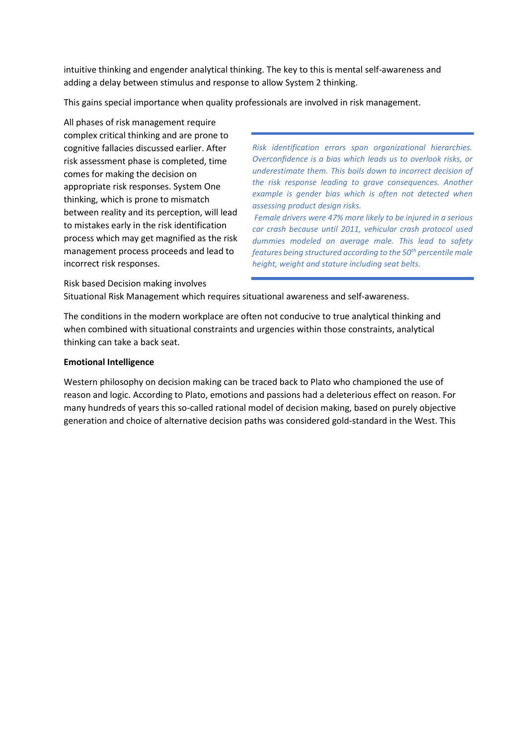intuitive thinking and engender analytical thinking. The key to this is mental self-awareness and adding a delay between stimulus and response to allow System 2 thinking.

This gains special importance when quality professionals are involved in risk management.

All phases of risk management require complex critical thinking and are prone to cognitive fallacies discussed earlier. After risk assessment phase is completed, time comes for making the decision on appropriate risk responses. System One thinking, which is prone to mismatch between reality and its perception, will lead to mistakes early in the risk identification process which may get magnified as the risk management process proceeds and lead to incorrect risk responses.

> *Risk identification errors span organizational hierarchies. Overconfidence is a bias which leads us to overlook risks, or underestimate them. This boils down to incorrect decision of the risk response leading to grave consequences. Another example is gender bias which is often not detected when assessing product design risks.*
>
> *Female drivers were 47% more likely to be injured in a serious car crash because until 2011, vehicular crash protocol used dummies modeled on average male. This lead to safety features being structured according to the 50th percentile male height, weight and stature including seat belts.*

Risk based Decision making involves Situational Risk Management which requires situational awareness and self-awareness.

The conditions in the modern workplace are often not conducive to true analytical thinking and when combined with situational constraints and urgencies within those constraints, analytical thinking can take a back seat.

**Emotional Intelligence**

Western philosophy on decision making can be traced back to Plato who championed the use of reason and logic. According to Plato, emotions and passions had a deleterious effect on reason. For many hundreds of years this so-called rational model of decision making, based on purely objective generation and choice of alternative decision paths was considered gold-standard in the West. This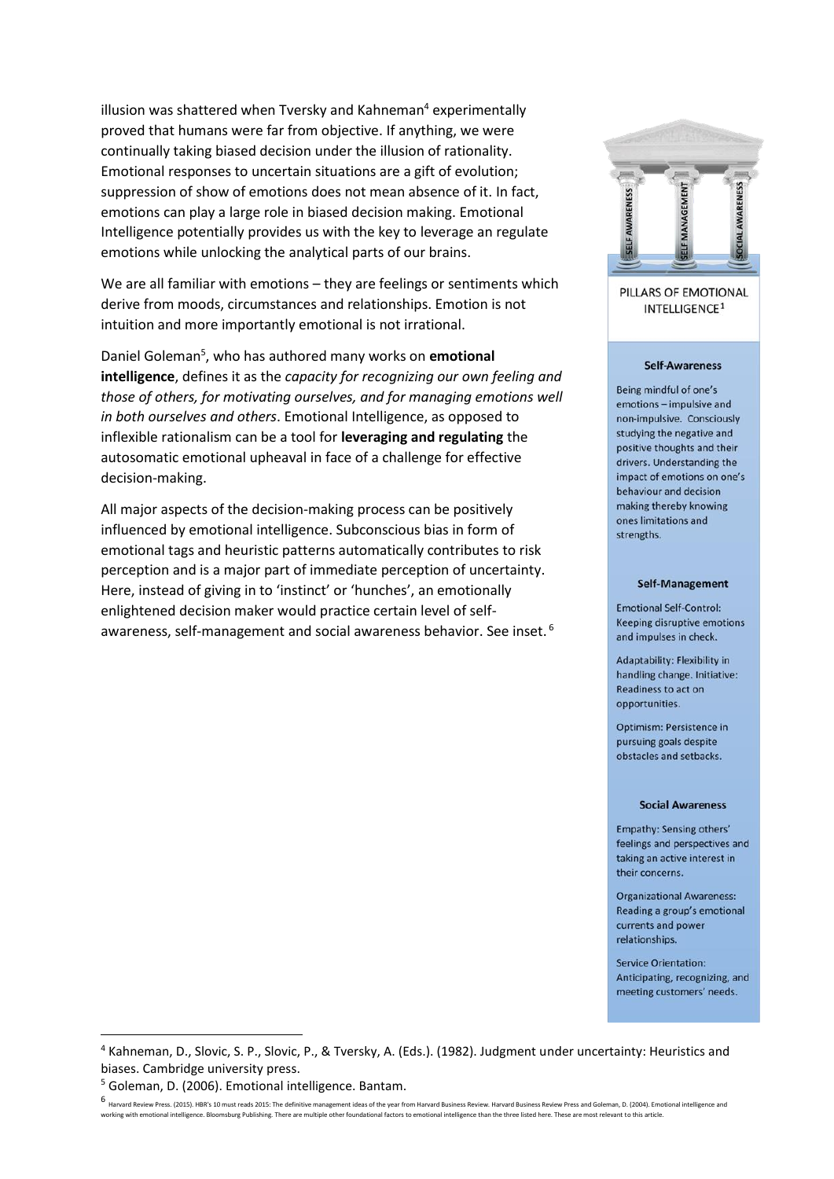illusion was shattered when Tversky and Kahneman[4] experimentally proved that humans were far from objective. If anything, we were continually taking biased decision under the illusion of rationality. Emotional responses to uncertain situations are a gift of evolution; suppression of show of emotions does not mean absence of it. In fact, emotions can play a large role in biased decision making. Emotional Intelligence potentially provides us with the key to leverage an regulate emotions while unlocking the analytical parts of our brains.

We are all familiar with emotions – they are feelings or sentiments which derive from moods, circumstances and relationships. Emotion is not intuition and more importantly emotional is not irrational.

Daniel Goleman[5], who has authored many works on **emotional intelligence**, defines it as the *capacity for recognizing our own feeling and those of others, for motivating ourselves, and for managing emotions well in both ourselves and others*. Emotional Intelligence, as opposed to inflexible rationalism can be a tool for **leveraging and regulating** the autosomatic emotional upheaval in face of a challenge for effective decision-making.

All major aspects of the decision-making process can be positively influenced by emotional intelligence. Subconscious bias in form of emotional tags and heuristic patterns automatically contributes to risk perception and is a major part of immediate perception of uncertainty. Here, instead of giving in to 'instinct' or 'hunches', an emotionally enlightened decision maker would practice certain level of self-awareness, self-management and social awareness behavior. See inset. [6]

SELF AWARENESS | SELF MANAGEMENT | SOCIAL AWARENESS

PILLARS OF EMOTIONAL INTELLIGENCE[1]

**Self-Awareness**

Being mindful of one's emotions – impulsive and non-impulsive. Consciously studying the negative and positive thoughts and their drivers. Understanding the impact of emotions on one's behaviour and decision making thereby knowing ones limitations and strengths.

**Self-Management**

Emotional Self-Control: Keeping disruptive emotions and impulses in check.

Adaptability: Flexibility in handling change. Initiative: Readiness to act on opportunities.

Optimism: Persistence in pursuing goals despite obstacles and setbacks.

**Social Awareness**

Empathy: Sensing others' feelings and perspectives and taking an active interest in their concerns.

Organizational Awareness: Reading a group's emotional currents and power relationships.

Service Orientation: Anticipating, recognizing, and meeting customers' needs.

---

[4] Kahneman, D., Slovic, S. P., Slovic, P., & Tversky, A. (Eds.). (1982). Judgment under uncertainty: Heuristics and biases. Cambridge university press.

[5] Goleman, D. (2006). Emotional intelligence. Bantam.

[6] Harvard Review Press. (2015). HBR's 10 must reads 2015: The definitive management ideas of the year from Harvard Business Review. Harvard Business Review Press and Goleman, D. (2004). Emotional intelligence and working with emotional intelligence. Bloomsburg Publishing. There are multiple other foundational factors to emotional intelligence than the three listed here. These are most relevant to this article.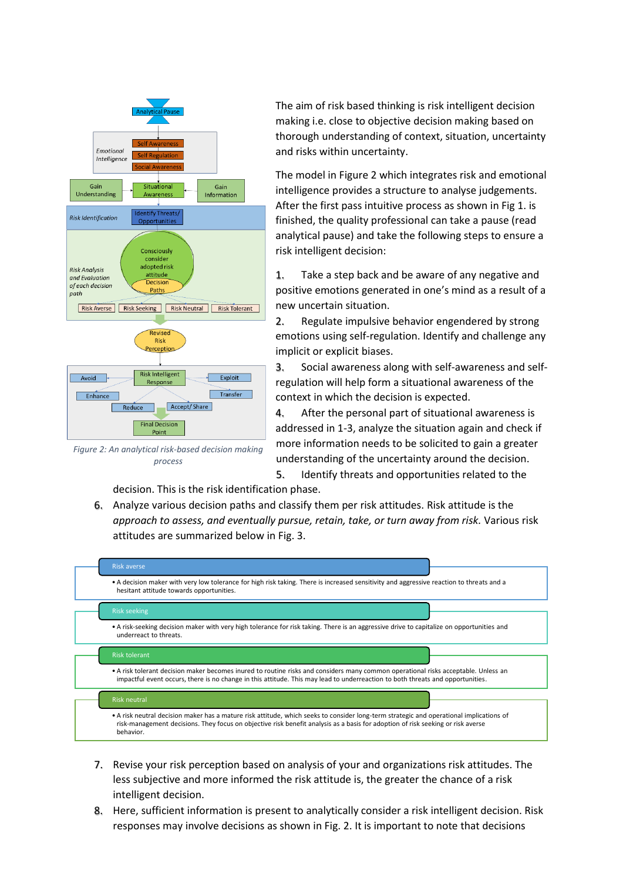Analytical Pause

Emotional Intelligence
Self Awareness
Self Regulation
Social Awareness

Gain Understanding
Situational Awareness
Gain Information

Risk Identification
Identify Threats/ Opportunities

Risk Analysis and Evaluation of each decision path
Consciously consider adopted risk attitude
Decision Paths
Risk Averse
Risk Seeking
Risk Neutral
Risk Tolerant

Revised Risk Perception

Avoid
Risk Intelligent Response
Exploit
Enhance
Transfer
Reduce
Accept/ Share
Final Decision Point

*Figure 2: An analytical risk-based decision making process*

The aim of risk based thinking is risk intelligent decision making i.e. close to objective decision making based on thorough understanding of context, situation, uncertainty and risks within uncertainty.

The model in Figure 2 which integrates risk and emotional intelligence provides a structure to analyse judgements. After the first pass intuitive process as shown in Fig 1. is finished, the quality professional can take a pause (read analytical pause) and take the following steps to ensure a risk intelligent decision:

1. Take a step back and be aware of any negative and positive emotions generated in one's mind as a result of a new uncertain situation.
2. Regulate impulsive behavior engendered by strong emotions using self-regulation. Identify and challenge any implicit or explicit biases.
3. Social awareness along with self-awareness and self-regulation will help form a situational awareness of the context in which the decision is expected.
4. After the personal part of situational awareness is addressed in 1-3, analyze the situation again and check if more information needs to be solicited to gain a greater understanding of the uncertainty around the decision.
5. Identify threats and opportunities related to the decision. This is the risk identification phase.
6. Analyze various decision paths and classify them per risk attitudes. Risk attitude is the *approach to assess, and eventually pursue, retain, take, or turn away from risk.* Various risk attitudes are summarized below in Fig. 3.

Risk averse
- A decision maker with very low tolerance for high risk taking. There is increased sensitivity and aggressive reaction to threats and a hesitant attitude towards opportunities.

Risk seeking
- A risk-seeking decision maker with very high tolerance for risk taking. There is an aggressive drive to capitalize on opportunities and underreact to threats.

Risk tolerant
- A risk tolerant decision maker becomes inured to routine risks and considers many common operational risks acceptable. Unless an impactful event occurs, there is no change in this attitude. This may lead to underreaction to both threats and opportunities.

Risk neutral
- A risk neutral decision maker has a mature risk attitude, which seeks to consider long-term strategic and operational implications of risk-management decisions. They focus on objective risk benefit analysis as a basis for adoption of risk seeking or risk averse behavior.

7. Revise your risk perception based on analysis of your and organizations risk attitudes. The less subjective and more informed the risk attitude is, the greater the chance of a risk intelligent decision.
8. Here, sufficient information is present to analytically consider a risk intelligent decision. Risk responses may involve decisions as shown in Fig. 2. It is important to note that decisions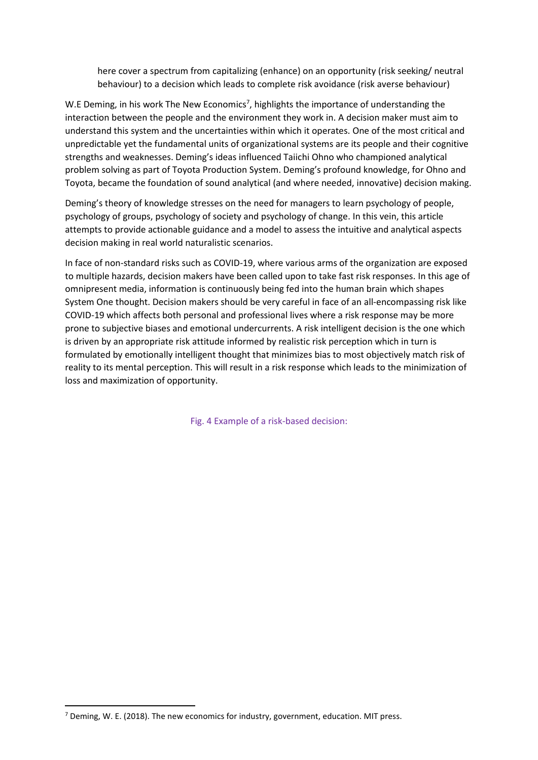here cover a spectrum from capitalizing (enhance) on an opportunity (risk seeking/ neutral behaviour) to a decision which leads to complete risk avoidance (risk averse behaviour)

W.E Deming, in his work The New Economics[7], highlights the importance of understanding the interaction between the people and the environment they work in. A decision maker must aim to understand this system and the uncertainties within which it operates. One of the most critical and unpredictable yet the fundamental units of organizational systems are its people and their cognitive strengths and weaknesses. Deming's ideas influenced Taiichi Ohno who championed analytical problem solving as part of Toyota Production System. Deming's profound knowledge, for Ohno and Toyota, became the foundation of sound analytical (and where needed, innovative) decision making.

Deming's theory of knowledge stresses on the need for managers to learn psychology of people, psychology of groups, psychology of society and psychology of change. In this vein, this article attempts to provide actionable guidance and a model to assess the intuitive and analytical aspects decision making in real world naturalistic scenarios.

In face of non-standard risks such as COVID-19, where various arms of the organization are exposed to multiple hazards, decision makers have been called upon to take fast risk responses. In this age of omnipresent media, information is continuously being fed into the human brain which shapes System One thought. Decision makers should be very careful in face of an all-encompassing risk like COVID-19 which affects both personal and professional lives where a risk response may be more prone to subjective biases and emotional undercurrents. A risk intelligent decision is the one which is driven by an appropriate risk attitude informed by realistic risk perception which in turn is formulated by emotionally intelligent thought that minimizes bias to most objectively match risk of reality to its mental perception. This will result in a risk response which leads to the minimization of loss and maximization of opportunity.

Fig. 4 Example of a risk-based decision:

[7] Deming, W. E. (2018). The new economics for industry, government, education. MIT press.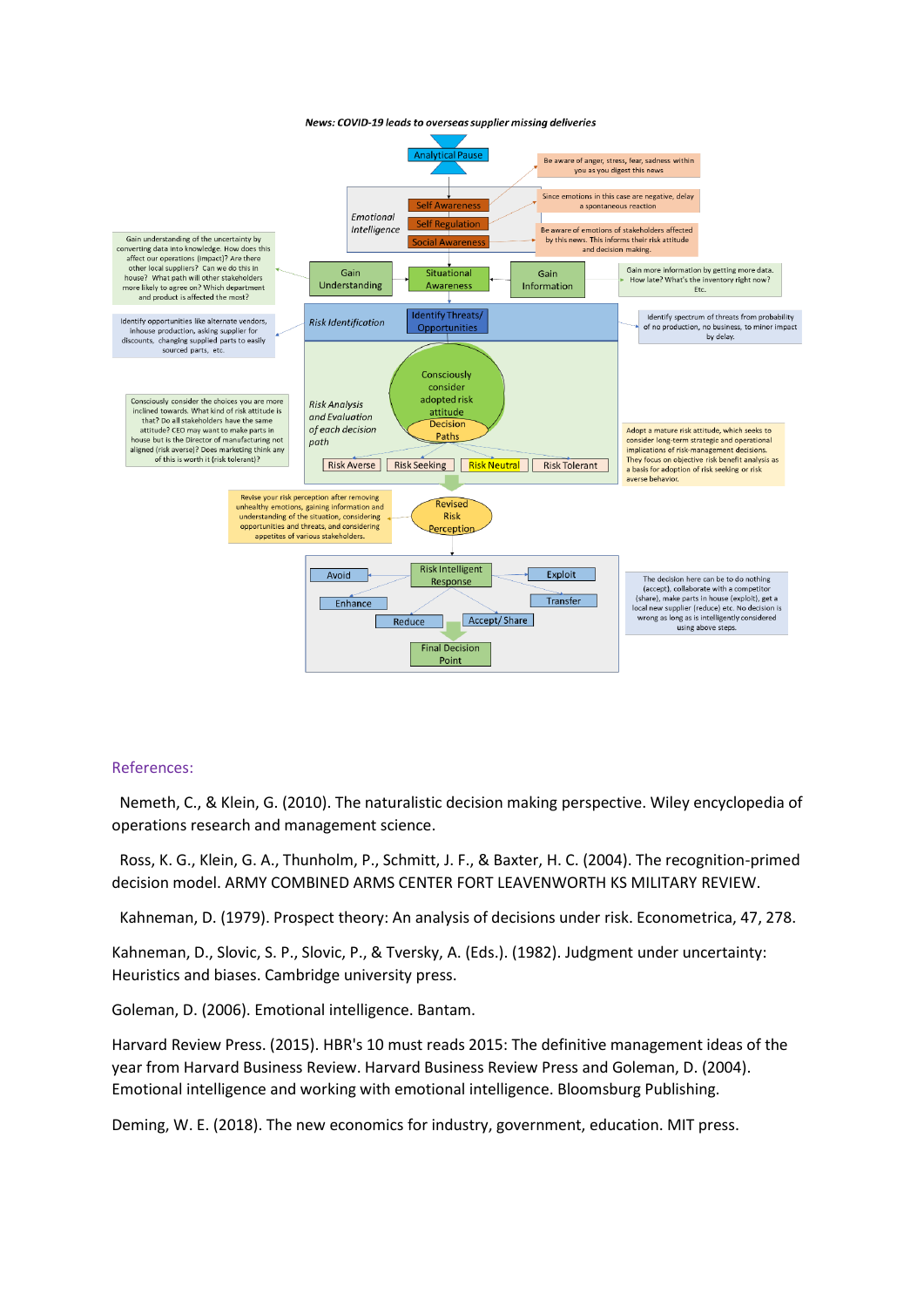News: COVID-19 leads to overseas supplier missing deliveries

Analytical Pause

Be aware of anger, stress, fear, sadness within you as you digest this news

Emotional Intelligence

Self Awareness

Self Regulation

Social Awareness

Since emotions in this case are negative, delay a spontaneous reaction

Be aware of emotions of stakeholders affected by this news. This informs their risk attitude and decision making.

Gain understanding of the uncertainty by converting data into knowledge. How does this affect our operations (impact)? Are there other local suppliers? Can we do this in house? What path will other stakeholders more likely to agree on? Which department and product is affected the most?

Gain Understanding

Situational Awareness

Gain Information

Gain more information by getting more data. How late? What's the inventory right now? Etc.

Identify opportunities like alternate vendors, inhouse production, asking supplier for discounts, changing supplied parts to easily sourced parts, etc.

Risk Identification

Identify Threats/ Opportunities

Identify spectrum of threats from probability of no production, no business, to minor impact by delay.

Consciously consider the choices you are more inclined towards. What kind of risk attitude is that? Do all stakeholders have the same attitude? CEO may want to make parts in house but is the Director of manufacturing not aligned (risk averse)? Does marketing think any of this is worth it (risk tolerant)?

Risk Analysis and Evaluation of each decision path

Consciously consider adopted risk attitude

Decision Paths

Risk Averse

Risk Seeking

Risk Neutral

Risk Tolerant

Adopt a mature risk attitude, which seeks to consider long-term strategic and operational implications of risk management decisions. They focus on objective risk benefit analysis as a basis for adoption of risk seeking or risk averse behavior.

Revise your risk perception after removing unhealthy emotions, gaining information and understanding of the situation, considering opportunities and threats, and considering appetites of various stakeholders.

Revised Risk Perception

Risk Intelligent Response

Avoid

Exploit

Enhance

Transfer

Reduce

Accept/ Share

Final Decision Point

The decision here can be to do nothing (accept), collaborate with a competitor (share), make parts in house (exploit), get a local new supplier (reduce) etc. No decision is wrong as long as is intelligently considered using above steps.

## References:

Nemeth, C., & Klein, G. (2010). The naturalistic decision making perspective. Wiley encyclopedia of operations research and management science.

Ross, K. G., Klein, G. A., Thunholm, P., Schmitt, J. F., & Baxter, H. C. (2004). The recognition-primed decision model. ARMY COMBINED ARMS CENTER FORT LEAVENWORTH KS MILITARY REVIEW.

Kahneman, D. (1979). Prospect theory: An analysis of decisions under risk. Econometrica, 47, 278.

Kahneman, D., Slovic, S. P., Slovic, P., & Tversky, A. (Eds.). (1982). Judgment under uncertainty: Heuristics and biases. Cambridge university press.

Goleman, D. (2006). Emotional intelligence. Bantam.

Harvard Review Press. (2015). HBR's 10 must reads 2015: The definitive management ideas of the year from Harvard Business Review. Harvard Business Review Press and Goleman, D. (2004). Emotional intelligence and working with emotional intelligence. Bloomsburg Publishing.

Deming, W. E. (2018). The new economics for industry, government, education. MIT press.